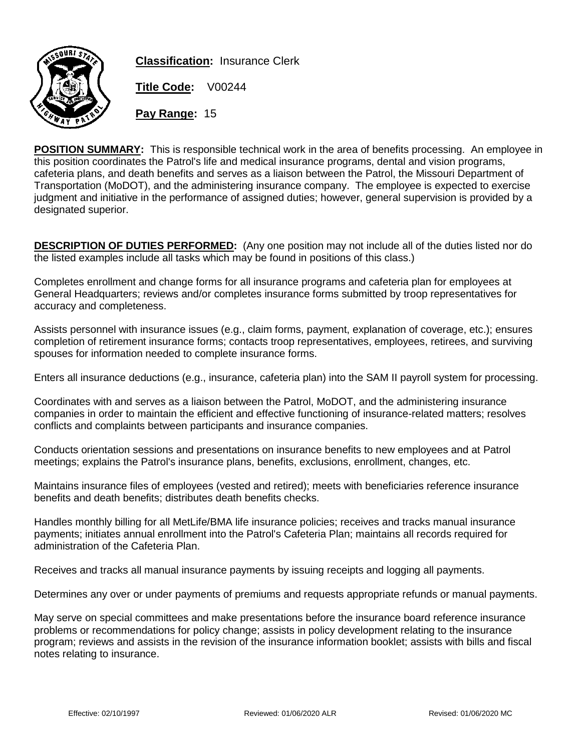**Classification:** Insurance Clerk

**Title Code:** V00244

**Pay Range:** 15

**POSITION SUMMARY:** This is responsible technical work in the area of benefits processing. An employee in this position coordinates the Patrol's life and medical insurance programs, dental and vision programs, cafeteria plans, and death benefits and serves as a liaison between the Patrol, the Missouri Department of Transportation (MoDOT), and the administering insurance company. The employee is expected to exercise judgment and initiative in the performance of assigned duties; however, general supervision is provided by a designated superior.

**DESCRIPTION OF DUTIES PERFORMED:** (Any one position may not include all of the duties listed nor do the listed examples include all tasks which may be found in positions of this class.)

Completes enrollment and change forms for all insurance programs and cafeteria plan for employees at General Headquarters; reviews and/or completes insurance forms submitted by troop representatives for accuracy and completeness.

Assists personnel with insurance issues (e.g., claim forms, payment, explanation of coverage, etc.); ensures completion of retirement insurance forms; contacts troop representatives, employees, retirees, and surviving spouses for information needed to complete insurance forms.

Enters all insurance deductions (e.g., insurance, cafeteria plan) into the SAM II payroll system for processing.

Coordinates with and serves as a liaison between the Patrol, MoDOT, and the administering insurance companies in order to maintain the efficient and effective functioning of insurance-related matters; resolves conflicts and complaints between participants and insurance companies.

Conducts orientation sessions and presentations on insurance benefits to new employees and at Patrol meetings; explains the Patrol's insurance plans, benefits, exclusions, enrollment, changes, etc.

Maintains insurance files of employees (vested and retired); meets with beneficiaries reference insurance benefits and death benefits; distributes death benefits checks.

Handles monthly billing for all MetLife/BMA life insurance policies; receives and tracks manual insurance payments; initiates annual enrollment into the Patrol's Cafeteria Plan; maintains all records required for administration of the Cafeteria Plan.

Receives and tracks all manual insurance payments by issuing receipts and logging all payments.

Determines any over or under payments of premiums and requests appropriate refunds or manual payments.

May serve on special committees and make presentations before the insurance board reference insurance problems or recommendations for policy change; assists in policy development relating to the insurance program; reviews and assists in the revision of the insurance information booklet; assists with bills and fiscal notes relating to insurance.

Effective: 02/10/1997 Reviewed: 01/06/2020 ALR Revised: 01/06/2020 MC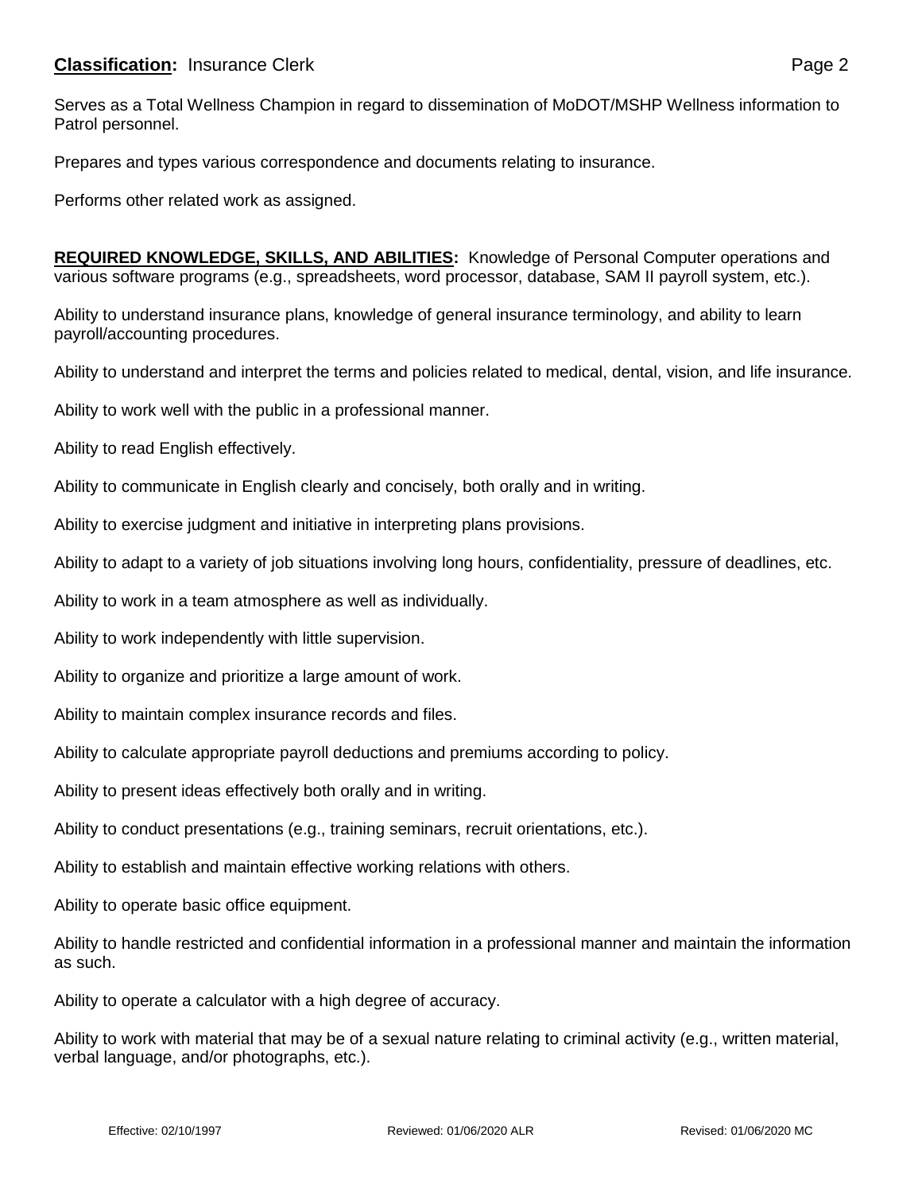Serves as a Total Wellness Champion in regard to dissemination of MoDOT/MSHP Wellness information to Patrol personnel.

Prepares and types various correspondence and documents relating to insurance.

Performs other related work as assigned.

**REQUIRED KNOWLEDGE, SKILLS, AND ABILITIES:** Knowledge of Personal Computer operations and various software programs (e.g., spreadsheets, word processor, database, SAM II payroll system, etc.).

Ability to understand insurance plans, knowledge of general insurance terminology, and ability to learn payroll/accounting procedures.

Ability to understand and interpret the terms and policies related to medical, dental, vision, and life insurance.

Ability to work well with the public in a professional manner.

Ability to read English effectively.

Ability to communicate in English clearly and concisely, both orally and in writing.

Ability to exercise judgment and initiative in interpreting plans provisions.

Ability to adapt to a variety of job situations involving long hours, confidentiality, pressure of deadlines, etc.

Ability to work in a team atmosphere as well as individually.

Ability to work independently with little supervision.

Ability to organize and prioritize a large amount of work.

Ability to maintain complex insurance records and files.

Ability to calculate appropriate payroll deductions and premiums according to policy.

Ability to present ideas effectively both orally and in writing.

Ability to conduct presentations (e.g., training seminars, recruit orientations, etc.).

Ability to establish and maintain effective working relations with others.

Ability to operate basic office equipment.

Ability to handle restricted and confidential information in a professional manner and maintain the information as such.

Ability to operate a calculator with a high degree of accuracy.

Ability to work with material that may be of a sexual nature relating to criminal activity (e.g., written material, verbal language, and/or photographs, etc.).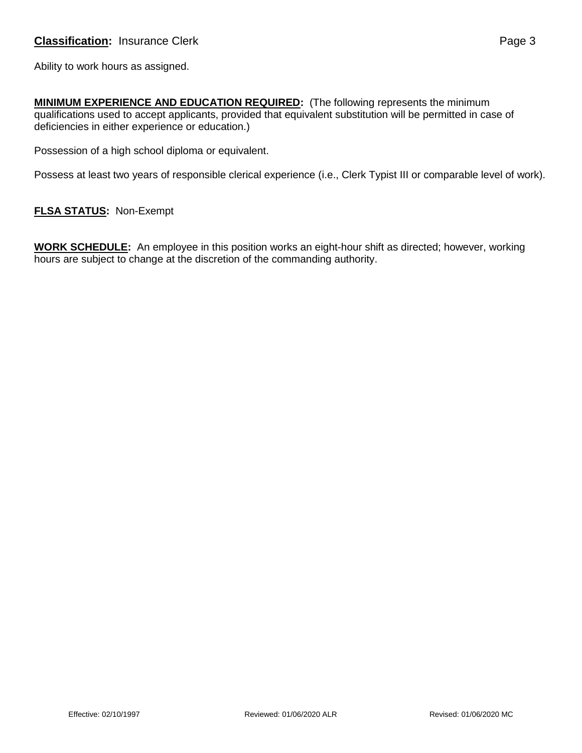Ability to work hours as assigned.

**MINIMUM EXPERIENCE AND EDUCATION REQUIRED:** (The following represents the minimum qualifications used to accept applicants, provided that equivalent substitution will be permitted in case of deficiencies in either experience or education.)

Possession of a high school diploma or equivalent.

Possess at least two years of responsible clerical experience (i.e., Clerk Typist III or comparable level of work).

**FLSA STATUS:** Non-Exempt

**WORK SCHEDULE:** An employee in this position works an eight-hour shift as directed; however, working hours are subject to change at the discretion of the commanding authority.

Effective: 02/10/1997 Reviewed: 01/06/2020 ALR Revised: 01/06/2020 MC